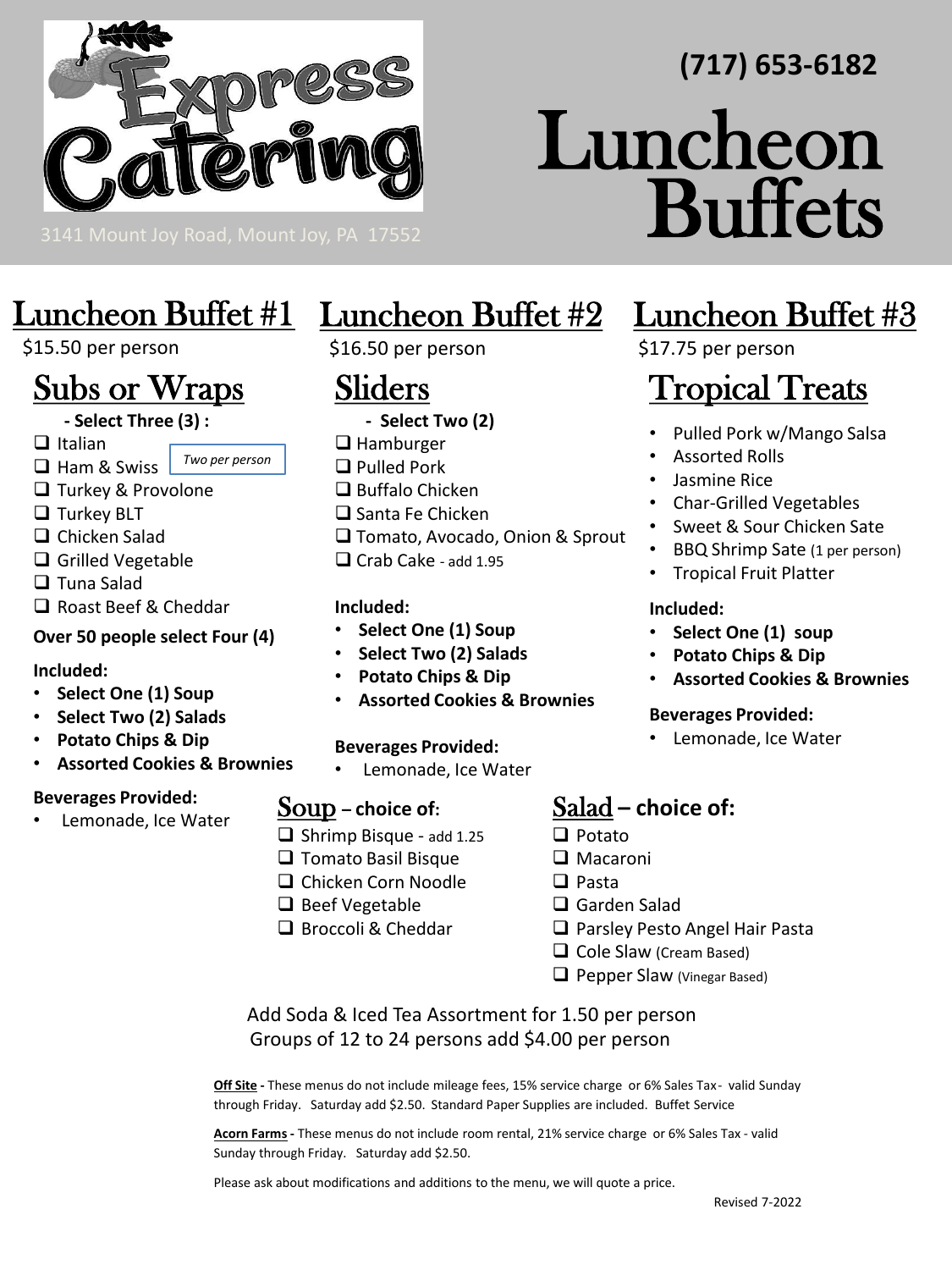Express Catering

3141 Mount Joy Road, Mount Joy, PA 17552

**(717) 653-6182**

# Luncheon Buffets

## Luncheon Buffet #1

$15.50 per person

### Subs or Wraps

**- Select Three (3) :**

*Two per person*

- ❑ Italian
- ❑ Ham & Swiss
- ❑ Turkey & Provolone
- ❑ Turkey BLT
- ❑ Chicken Salad
- ❑ Grilled Vegetable
- ❑ Tuna Salad
- ❑ Roast Beef & Cheddar

**Over 50 people select Four (4)**

**Included:**

- **Select One (1) Soup**
- **Select Two (2) Salads**
- **Potato Chips & Dip**
- **Assorted Cookies & Brownies**

**Beverages Provided:**

- Lemonade, Ice Water

## Luncheon Buffet #2

$16.50 per person

### Sliders

**- Select Two (2)**

- ❑ Hamburger
- ❑ Pulled Pork
- ❑ Buffalo Chicken
- ❑ Santa Fe Chicken
- ❑ Tomato, Avocado, Onion & Sprout
- ❑ Crab Cake - add 1.95

**Included:**

- **Select One (1) Soup**
- **Select Two (2) Salads**
- **Potato Chips & Dip**
- **Assorted Cookies & Brownies**

**Beverages Provided:**

- Lemonade, Ice Water

## Luncheon Buffet #3

$17.75 per person

### Tropical Treats

- Pulled Pork w/Mango Salsa
- Assorted Rolls
- Jasmine Rice
- Char-Grilled Vegetables
- Sweet & Sour Chicken Sate
- BBQ Shrimp Sate (1 per person)
- Tropical Fruit Platter

**Included:**

- **Select One (1) soup**
- **Potato Chips & Dip**
- **Assorted Cookies & Brownies**

**Beverages Provided:**

- Lemonade, Ice Water

### Soup – choice of:

- ❑ Shrimp Bisque - add 1.25
- ❑ Tomato Basil Bisque
- ❑ Chicken Corn Noodle
- ❑ Beef Vegetable
- ❑ Broccoli & Cheddar

### Salad – choice of:

- ❑ Potato
- ❑ Macaroni
- ❑ Pasta
- ❑ Garden Salad
- ❑ Parsley Pesto Angel Hair Pasta
- ❑ Cole Slaw (Cream Based)
- ❑ Pepper Slaw (Vinegar Based)

Add Soda & Iced Tea Assortment for 1.50 per person
Groups of 12 to 24 persons add $4.00 per person

**Off Site -** These menus do not include mileage fees, 15% service charge or 6% Sales Tax - valid Sunday through Friday. Saturday add $2.50. Standard Paper Supplies are included. Buffet Service

**Acorn Farms -** These menus do not include room rental, 21% service charge or 6% Sales Tax - valid Sunday through Friday. Saturday add $2.50.

Please ask about modifications and additions to the menu, we will quote a price.

Revised 7-2022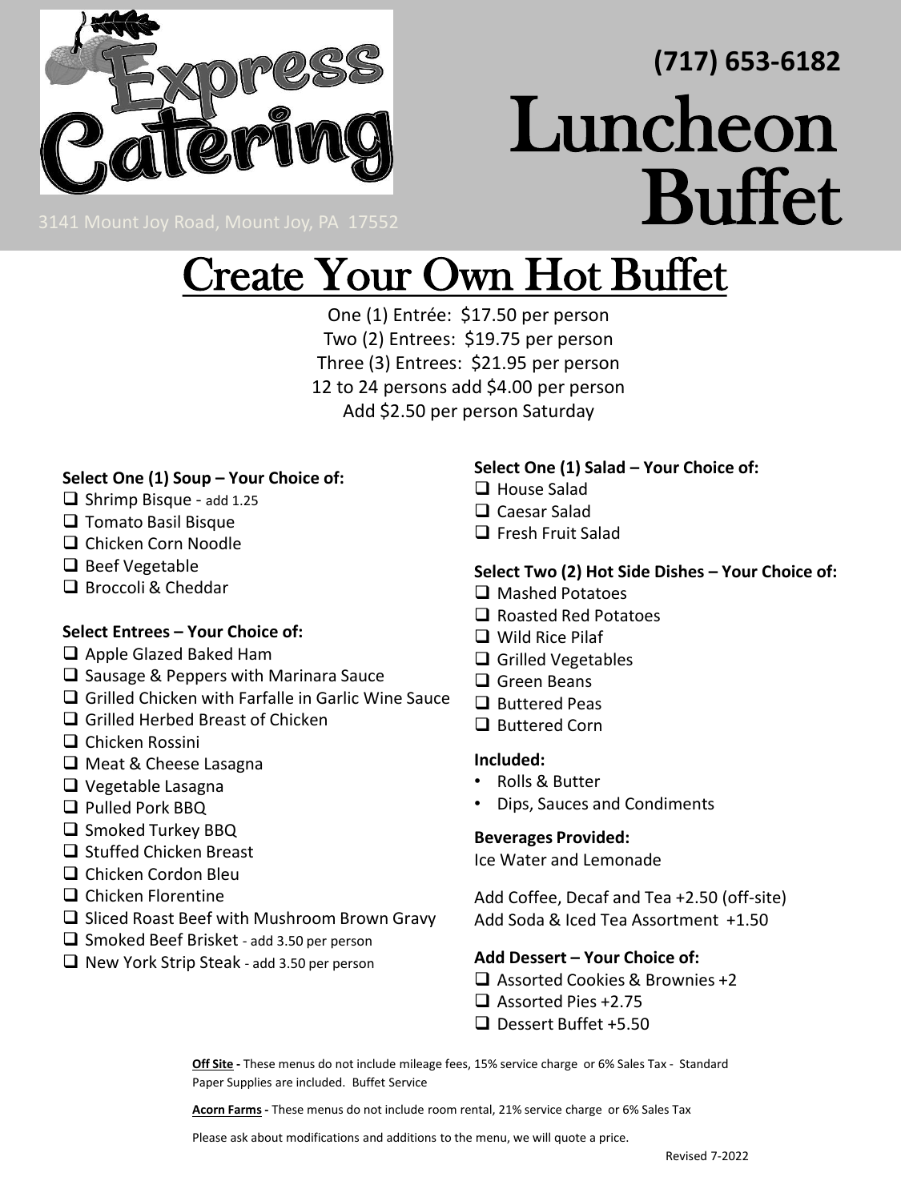Express Catering

3141 Mount Joy Road, Mount Joy, PA 17552

**(717) 653-6182**

# Luncheon Buffet

## Create Your Own Hot Buffet

One (1) Entrée: $17.50 per person
Two (2) Entrees: $19.75 per person
Three (3) Entrees: $21.95 per person
12 to 24 persons add $4.00 per person
Add $2.50 per person Saturday

**Select One (1) Soup – Your Choice of:**

- ❑ Shrimp Bisque - add 1.25
- ❑ Tomato Basil Bisque
- ❑ Chicken Corn Noodle
- ❑ Beef Vegetable
- ❑ Broccoli & Cheddar

**Select Entrees – Your Choice of:**

- ❑ Apple Glazed Baked Ham
- ❑ Sausage & Peppers with Marinara Sauce
- ❑ Grilled Chicken with Farfalle in Garlic Wine Sauce
- ❑ Grilled Herbed Breast of Chicken
- ❑ Chicken Rossini
- ❑ Meat & Cheese Lasagna
- ❑ Vegetable Lasagna
- ❑ Pulled Pork BBQ
- ❑ Smoked Turkey BBQ
- ❑ Stuffed Chicken Breast
- ❑ Chicken Cordon Bleu
- ❑ Chicken Florentine
- ❑ Sliced Roast Beef with Mushroom Brown Gravy
- ❑ Smoked Beef Brisket - add 3.50 per person
- ❑ New York Strip Steak - add 3.50 per person

**Select One (1) Salad – Your Choice of:**

- ❑ House Salad
- ❑ Caesar Salad
- ❑ Fresh Fruit Salad

**Select Two (2) Hot Side Dishes – Your Choice of:**

- ❑ Mashed Potatoes
- ❑ Roasted Red Potatoes
- ❑ Wild Rice Pilaf
- ❑ Grilled Vegetables
- ❑ Green Beans
- ❑ Buttered Peas
- ❑ Buttered Corn

**Included:**

- Rolls & Butter
- Dips, Sauces and Condiments

**Beverages Provided:**
Ice Water and Lemonade

Add Coffee, Decaf and Tea +2.50 (off-site)
Add Soda & Iced Tea Assortment +1.50

**Add Dessert – Your Choice of:**

- ❑ Assorted Cookies & Brownies +2
- ❑ Assorted Pies +2.75
- ❑ Dessert Buffet +5.50

**Off Site -** These menus do not include mileage fees, 15% service charge or 6% Sales Tax - Standard Paper Supplies are included. Buffet Service

**Acorn Farms -** These menus do not include room rental, 21% service charge or 6% Sales Tax

Please ask about modifications and additions to the menu, we will quote a price.

Revised 7-2022